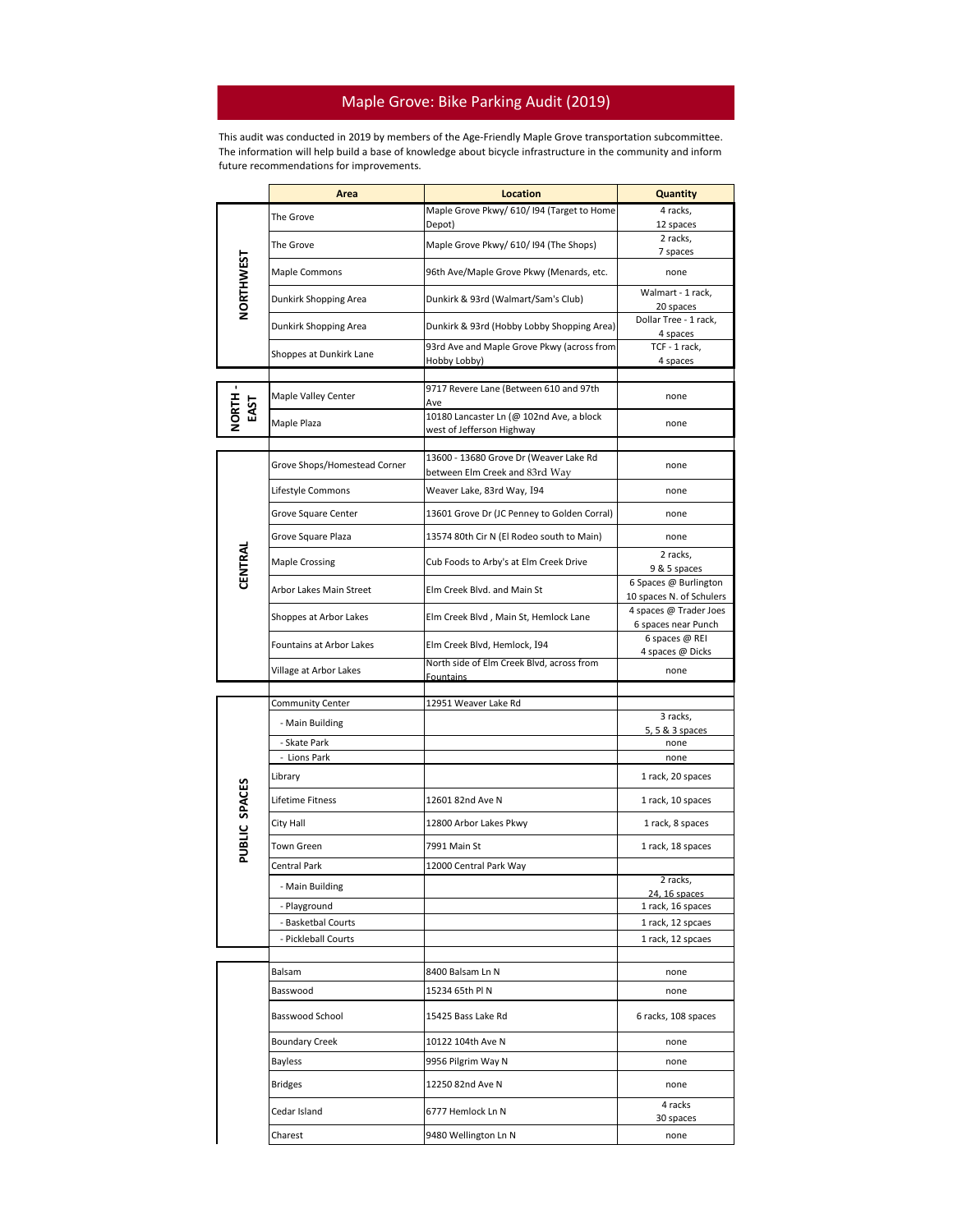# Maple Grove: Bike Parking Audit (2019)

This audit was conducted in 2019 by members of the Age-Friendly Maple Grove transportation subcommittee. The information will help build a base of knowledge about bicycle infrastructure in the community and inform future recommendations for improvements.

| | Area | Location | Quantity |
|---|---|---|---|
| NORTHWEST | The Grove | Maple Grove Pkwy/ 610/ I94 (Target to Home Depot) | 4 racks, 12 spaces |
| | The Grove | Maple Grove Pkwy/ 610/ I94 (The Shops) | 2 racks, 7 spaces |
| | Maple Commons | 96th Ave/Maple Grove Pkwy (Menards, etc. | none |
| | Dunkirk Shopping Area | Dunkirk & 93rd (Walmart/Sam's Club) | Walmart - 1 rack, 20 spaces |
| | Dunkirk Shopping Area | Dunkirk & 93rd (Hobby Lobby Shopping Area) | Dollar Tree - 1 rack, 4 spaces |
| | Shoppes at Dunkirk Lane | 93rd Ave and Maple Grove Pkwy (across from Hobby Lobby) | TCF - 1 rack, 4 spaces |
| | | | |
| NORTH - EAST | Maple Valley Center | 9717 Revere Lane (Between 610 and 97th Ave | none |
| | Maple Plaza | 10180 Lancaster Ln (@ 102nd Ave, a block west of Jefferson Highway | none |
| | | | |
| CENTRAL | Grove Shops/Homestead Corner | 13600 - 13680 Grove Dr (Weaver Lake Rd between Elm Creek and 83rd Way | none |
| | Lifestyle Commons | Weaver Lake, 83rd Way, I94 | none |
| | Grove Square Center | 13601 Grove Dr (JC Penney to Golden Corral) | none |
| | Grove Square Plaza | 13574 80th Cir N (El Rodeo south to Main) | none |
| | Maple Crossing | Cub Foods to Arby's at Elm Creek Drive | 2 racks, 9 & 5 spaces |
| | Arbor Lakes Main Street | Elm Creek Blvd. and Main St | 6 Spaces @ Burlington 10 spaces N. of Schulers |
| | Shoppes at Arbor Lakes | Elm Creek Blvd , Main St, Hemlock Lane | 4 spaces @ Trader Joes 6 spaces near Punch |
| | Fountains at Arbor Lakes | Elm Creek Blvd, Hemlock, I94 | 6 spaces @ REI 4 spaces @ Dicks |
| | Village at Arbor Lakes | North side of Elm Creek Blvd, across from Fountains | none |
| | | | |
| PUBLIC SPACES | Community Center | 12951 Weaver Lake Rd | |
| | - Main Building | | 3 racks, 5, 5 & 3 spaces |
| | - Skate Park | | none |
| | - Lions Park | | none |
| | Library | | 1 rack, 20 spaces |
| | Lifetime Fitness | 12601 82nd Ave N | 1 rack, 10 spaces |
| | City Hall | 12800 Arbor Lakes Pkwy | 1 rack, 8 spaces |
| | Town Green | 7991 Main St | 1 rack, 18 spaces |
| | Central Park | 12000 Central Park Way | |
| | - Main Building | | 2 racks, 24, 16 spaces |
| | - Playground | | 1 rack, 16 spaces |
| | - Basketbal Courts | | 1 rack, 12 spacez |
| | - Pickleball Courts | | 1 rack, 12 spcaes |
| | | | |
| | Balsam | 8400 Balsam Ln N | none |
| | Basswood | 15234 65th Pl N | none |
| | Basswood School | 15425 Bass Lake Rd | 6 racks, 108 spaces |
| | Boundary Creek | 10122 104th Ave N | none |
| | Bayless | 9956 Pilgrim Way N | none |
| | Bridges | 12250 82nd Ave N | none |
| | Cedar Island | 6777 Hemlock Ln N | 4 racks 30 spaces |
| | Charest | 9480 Wellington Ln N | none |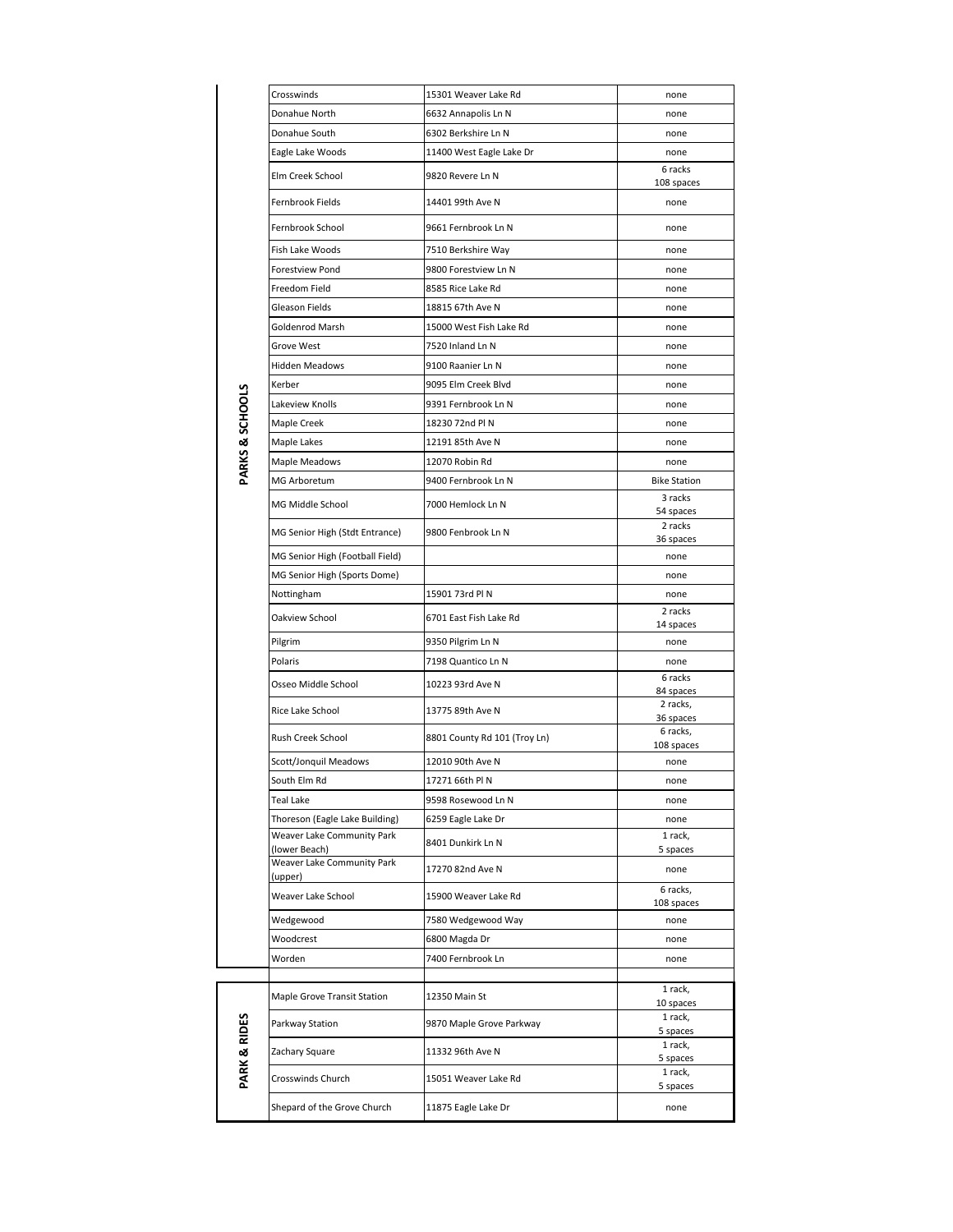| | | | |
|---|---|---|---|
| PARKS & SCHOOLS | Crosswinds | 15301 Weaver Lake Rd | none |
| | Donahue North | 6632 Annapolis Ln N | none |
| | Donahue South | 6302 Berkshire Ln N | none |
| | Eagle Lake Woods | 11400 West Eagle Lake Dr | none |
| | Elm Creek School | 9820 Revere Ln N | 6 racks 108 spaces |
| | Fernbrook Fields | 14401 99th Ave N | none |
| | Fernbrook School | 9661 Fernbrook Ln N | none |
| | Fish Lake Woods | 7510 Berkshire Way | none |
| | Forestview Pond | 9800 Forestview Ln N | none |
| | Freedom Field | 8585 Rice Lake Rd | none |
| | Gleason Fields | 18815 67th Ave N | none |
| | Goldenrod Marsh | 15000 West Fish Lake Rd | none |
| | Grove West | 7520 Inland Ln N | none |
| | Hidden Meadows | 9100 Raanier Ln N | none |
| | Kerber | 9095 Elm Creek Blvd | none |
| | Lakeview Knolls | 9391 Fernbrook Ln N | none |
| | Maple Creek | 18230 72nd Pl N | none |
| | Maple Lakes | 12191 85th Ave N | none |
| | Maple Meadows | 12070 Robin Rd | none |
| | MG Arboretum | 9400 Fernbrook Ln N | Bike Station |
| | MG Middle School | 7000 Hemlock Ln N | 3 racks 54 spaces |
| | MG Senior High (Stdt Entrance) | 9800 Fenbrook Ln N | 2 racks 36 spaces |
| | MG Senior High (Football Field) | | none |
| | MG Senior High (Sports Dome) | | none |
| | Nottingham | 15901 73rd Pl N | none |
| | Oakview School | 6701 East Fish Lake Rd | 2 racks 14 spaces |
| | Pilgrim | 9350 Pilgrim Ln N | none |
| | Polaris | 7198 Quantico Ln N | none |
| | Osseo Middle School | 10223 93rd Ave N | 6 racks 84 spaces |
| | Rice Lake School | 13775 89th Ave N | 2 racks, 36 spaces |
| | Rush Creek School | 8801 County Rd 101 (Troy Ln) | 6 racks, 108 spaces |
| | Scott/Jonquil Meadows | 12010 90th Ave N | none |
| | South Elm Rd | 17271 66th Pl N | none |
| | Teal Lake | 9598 Rosewood Ln N | none |
| | Thoreson (Eagle Lake Building) | 6259 Eagle Lake Dr | none |
| | Weaver Lake Community Park (lower Beach) | 8401 Dunkirk Ln N | 1 rack, 5 spaces |
| | Weaver Lake Community Park (upper) | 17270 82nd Ave N | none |
| | Weaver Lake School | 15900 Weaver Lake Rd | 6 racks, 108 spaces |
| | Wedgewood | 7580 Wedgewood Way | none |
| | Woodcrest | 6800 Magda Dr | none |
| | Worden | 7400 Fernbrook Ln | none |
| | | | |
| PARK & RIDES | Maple Grove Transit Station | 12350 Main St | 1 rack, 10 spaces |
| | Parkway Station | 9870 Maple Grove Parkway | 1 rack, 5 spaces |
| | Zachary Square | 11332 96th Ave N | 1 rack, 5 spaces |
| | Crosswinds Church | 15051 Weaver Lake Rd | 1 rack, 5 spaces |
| | Shepard of the Grove Church | 11875 Eagle Lake Dr | none |